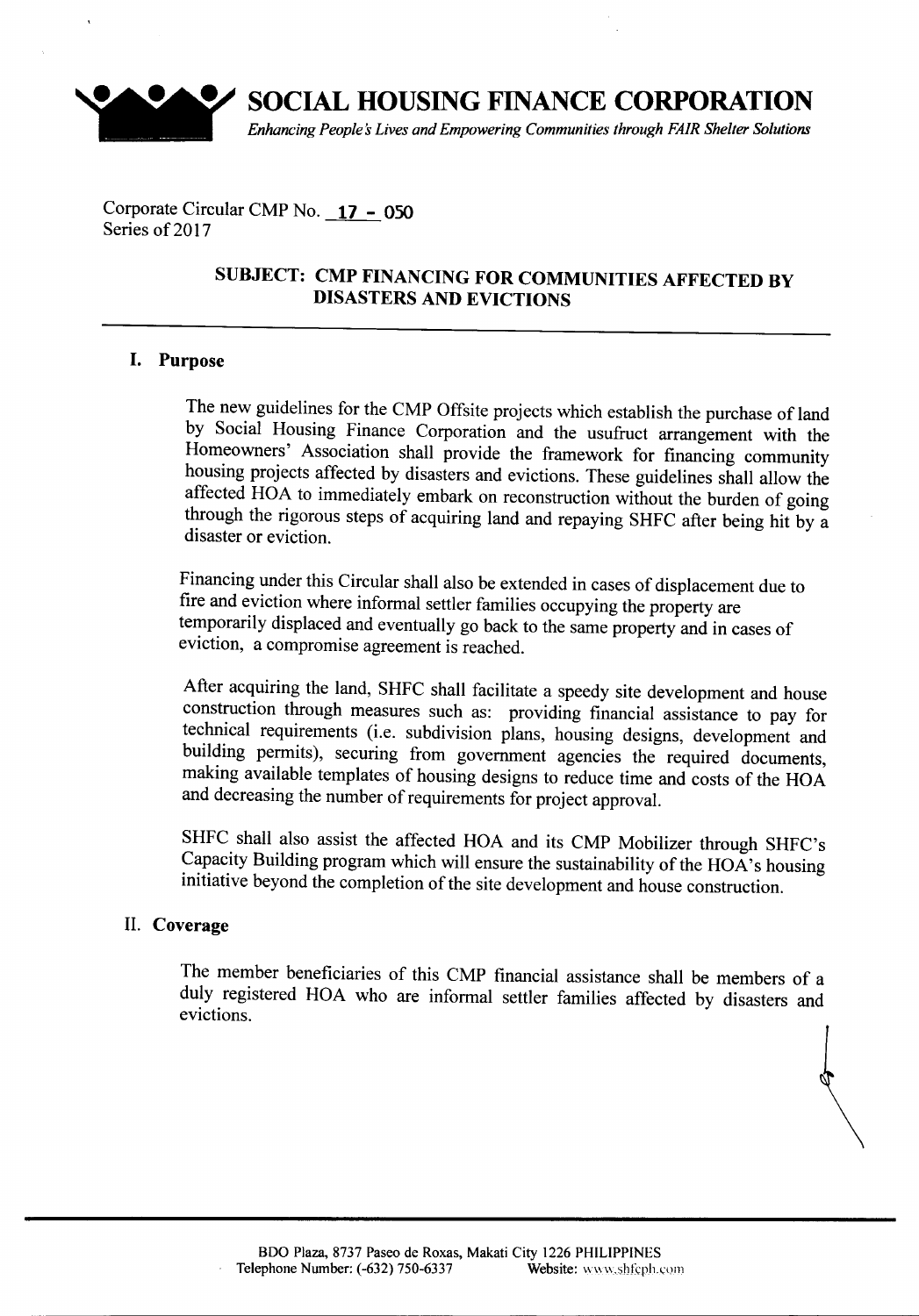# SOCIAL HOUSING FINANCE CORPORATION

*Enhancing People's Lives and Empowering Communities through FAIR Shelter Solutions*

Corporate Circular CMP No. 17 - 050
Series of 2017

## SUBJECT: CMP FINANCING FOR COMMUNITIES AFFECTED BY DISASTERS AND EVICTIONS

### I. Purpose

The new guidelines for the CMP Offsite projects which establish the purchase of land by Social Housing Finance Corporation and the usufruct arrangement with the Homeowners' Association shall provide the framework for financing community housing projects affected by disasters and evictions. These guidelines shall allow the affected HOA to immediately embark on reconstruction without the burden of going through the rigorous steps of acquiring land and repaying SHFC after being hit by a disaster or eviction.

Financing under this Circular shall also be extended in cases of displacement due to fire and eviction where informal settler families occupying the property are temporarily displaced and eventually go back to the same property and in cases of eviction, a compromise agreement is reached.

After acquiring the land, SHFC shall facilitate a speedy site development and house construction through measures such as: providing financial assistance to pay for technical requirements (i.e. subdivision plans, housing designs, development and building permits), securing from government agencies the required documents, making available templates of housing designs to reduce time and costs of the HOA and decreasing the number of requirements for project approval.

SHFC shall also assist the affected HOA and its CMP Mobilizer through SHFC's Capacity Building program which will ensure the sustainability of the HOA's housing initiative beyond the completion of the site development and house construction.

### II. Coverage

The member beneficiaries of this CMP financial assistance shall be members of a duly registered HOA who are informal settler families affected by disasters and evictions.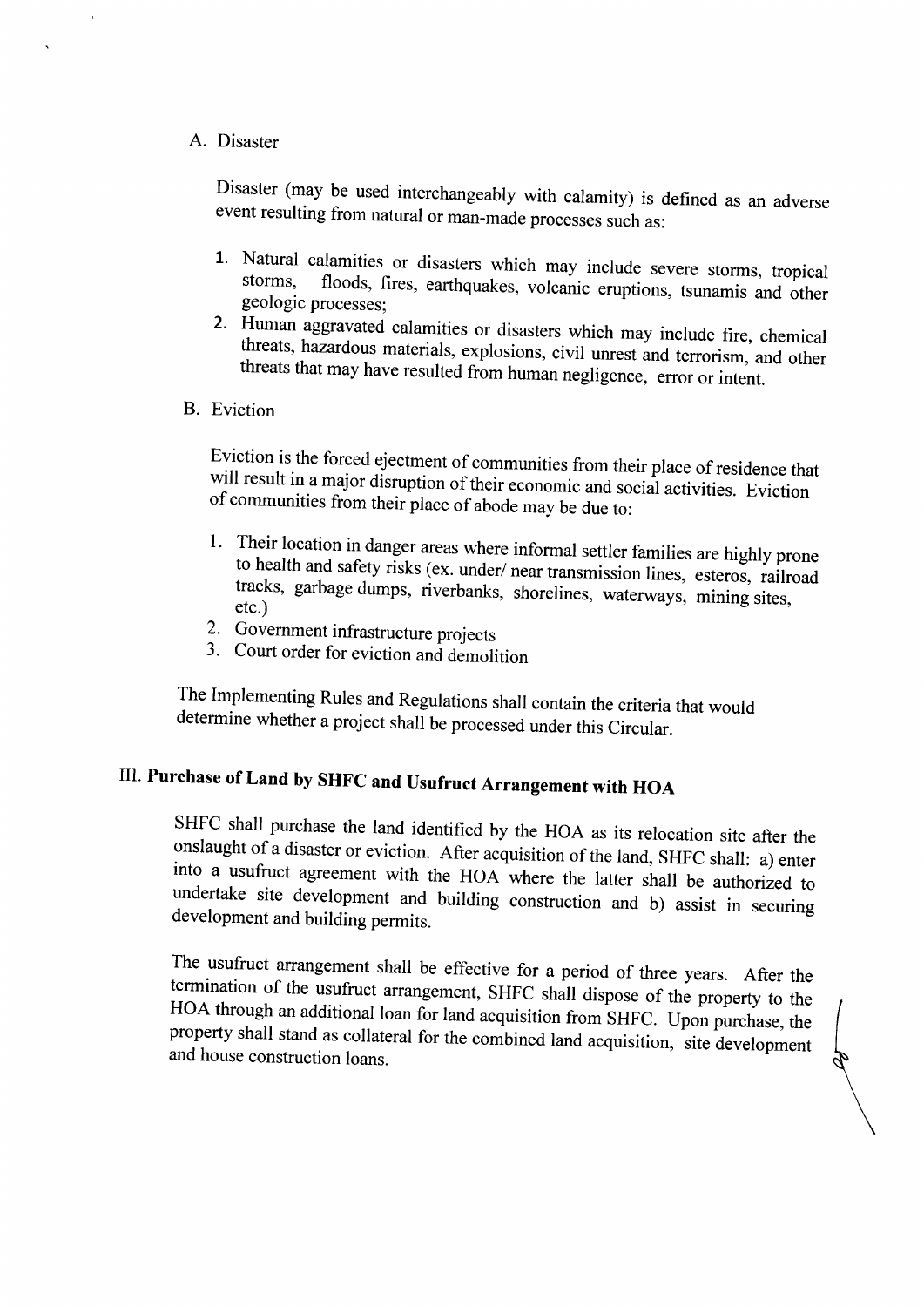A. Disaster

Disaster (may be used interchangeably with calamity) is defined as an adverse event resulting from natural or man-made processes such as:

1. Natural calamities or disasters which may include severe storms, tropical storms, floods, fires, earthquakes, volcanic eruptions, tsunamis and other geologic processes;
2. Human aggravated calamities or disasters which may include fire, chemical threats, hazardous materials, explosions, civil unrest and terrorism, and other threats that may have resulted from human negligence, error or intent.

B. Eviction

Eviction is the forced ejectment of communities from their place of residence that will result in a major disruption of their economic and social activities. Eviction of communities from their place of abode may be due to:

1. Their location in danger areas where informal settler families are highly prone to health and safety risks (ex. under/ near transmission lines, esteros, railroad tracks, garbage dumps, riverbanks, shorelines, waterways, mining sites, etc.)
2. Government infrastructure projects
3. Court order for eviction and demolition

The Implementing Rules and Regulations shall contain the criteria that would determine whether a project shall be processed under this Circular.

## III. Purchase of Land by SHFC and Usufruct Arrangement with HOA

SHFC shall purchase the land identified by the HOA as its relocation site after the onslaught of a disaster or eviction. After acquisition of the land, SHFC shall: a) enter into a usufruct agreement with the HOA where the latter shall be authorized to undertake site development and building construction and b) assist in securing development and building permits.

The usufruct arrangement shall be effective for a period of three years. After the termination of the usufruct arrangement, SHFC shall dispose of the property to the HOA through an additional loan for land acquisition from SHFC. Upon purchase, the property shall stand as collateral for the combined land acquisition, site development and house construction loans.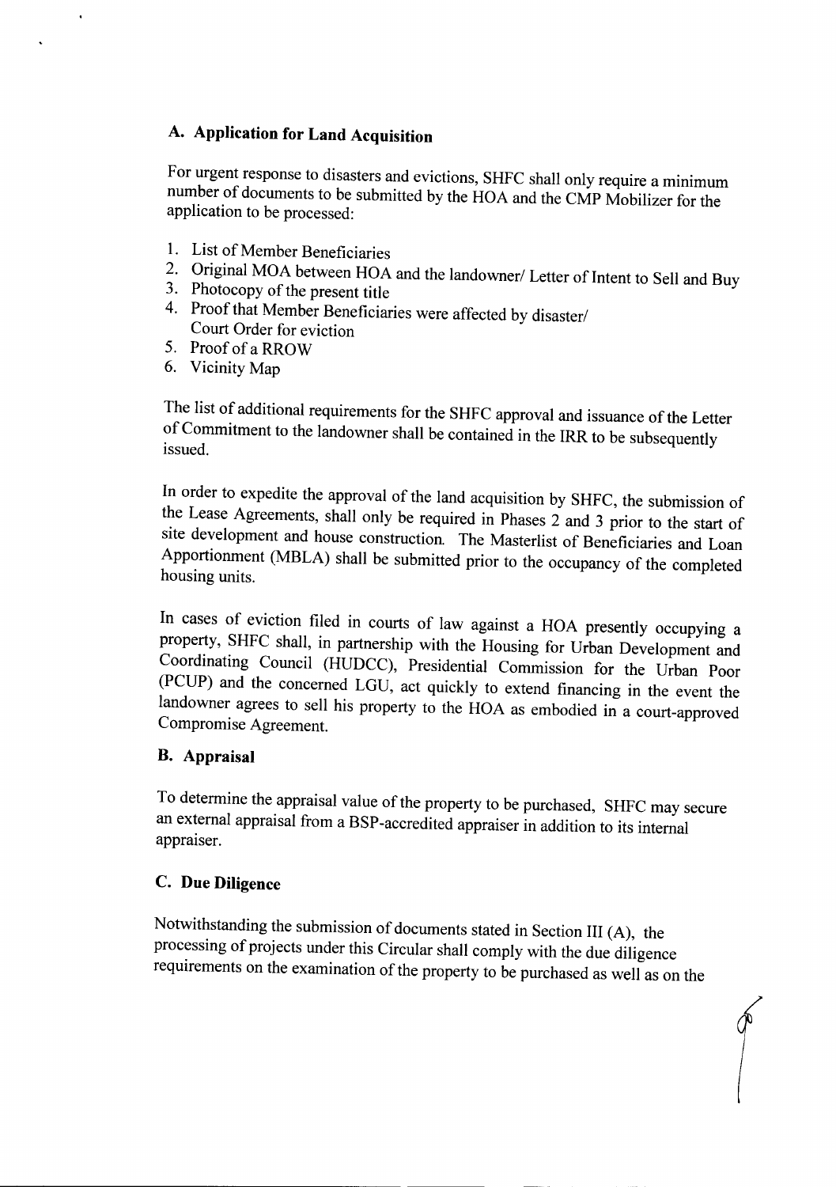## A. Application for Land Acquisition

For urgent response to disasters and evictions, SHFC shall only require a minimum number of documents to be submitted by the HOA and the CMP Mobilizer for the application to be processed:

1. List of Member Beneficiaries
2. Original MOA between HOA and the landowner/ Letter of Intent to Sell and Buy
3. Photocopy of the present title
4. Proof that Member Beneficiaries were affected by disaster/ Court Order for eviction
5. Proof of a RROW
6. Vicinity Map

The list of additional requirements for the SHFC approval and issuance of the Letter of Commitment to the landowner shall be contained in the IRR to be subsequently issued.

In order to expedite the approval of the land acquisition by SHFC, the submission of the Lease Agreements, shall only be required in Phases 2 and 3 prior to the start of site development and house construction. The Masterlist of Beneficiaries and Loan Apportionment (MBLA) shall be submitted prior to the occupancy of the completed housing units.

In cases of eviction filed in courts of law against a HOA presently occupying a property, SHFC shall, in partnership with the Housing for Urban Development and Coordinating Council (HUDCC), Presidential Commission for the Urban Poor (PCUP) and the concerned LGU, act quickly to extend financing in the event the landowner agrees to sell his property to the HOA as embodied in a court-approved Compromise Agreement.

## B. Appraisal

To determine the appraisal value of the property to be purchased, SHFC may secure an external appraisal from a BSP-accredited appraiser in addition to its internal appraiser.

## C. Due Diligence

Notwithstanding the submission of documents stated in Section III (A), the processing of projects under this Circular shall comply with the due diligence requirements on the examination of the property to be purchased as well as on the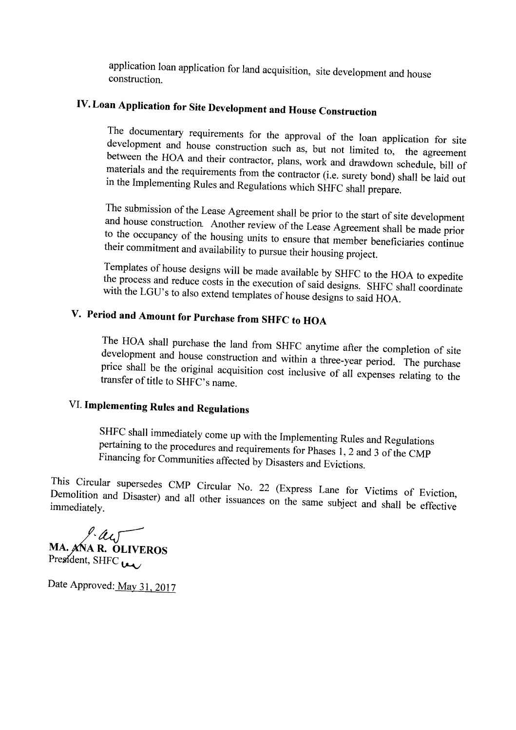application loan application for land acquisition, site development and house construction.

## IV. Loan Application for Site Development and House Construction

The documentary requirements for the approval of the loan application for site development and house construction such as, but not limited to, the agreement between the HOA and their contractor, plans, work and drawdown schedule, bill of materials and the requirements from the contractor (i.e. surety bond) shall be laid out in the Implementing Rules and Regulations which SHFC shall prepare.

The submission of the Lease Agreement shall be prior to the start of site development and house construction. Another review of the Lease Agreement shall be made prior to the occupancy of the housing units to ensure that member beneficiaries continue their commitment and availability to pursue their housing project.

Templates of house designs will be made available by SHFC to the HOA to expedite the process and reduce costs in the execution of said designs. SHFC shall coordinate with the LGU's to also extend templates of house designs to said HOA.

## V. Period and Amount for Purchase from SHFC to HOA

The HOA shall purchase the land from SHFC anytime after the completion of site development and house construction and within a three-year period. The purchase price shall be the original acquisition cost inclusive of all expenses relating to the transfer of title to SHFC's name.

## VI. Implementing Rules and Regulations

SHFC shall immediately come up with the Implementing Rules and Regulations pertaining to the procedures and requirements for Phases 1, 2 and 3 of the CMP Financing for Communities affected by Disasters and Evictions.

This Circular supersedes CMP Circular No. 22 (Express Lane for Victims of Eviction, Demolition and Disaster) and all other issuances on the same subject and shall be effective immediately.

**MA. ANA R. OLIVEROS**
President, SHFC

Date Approved: May 31, 2017